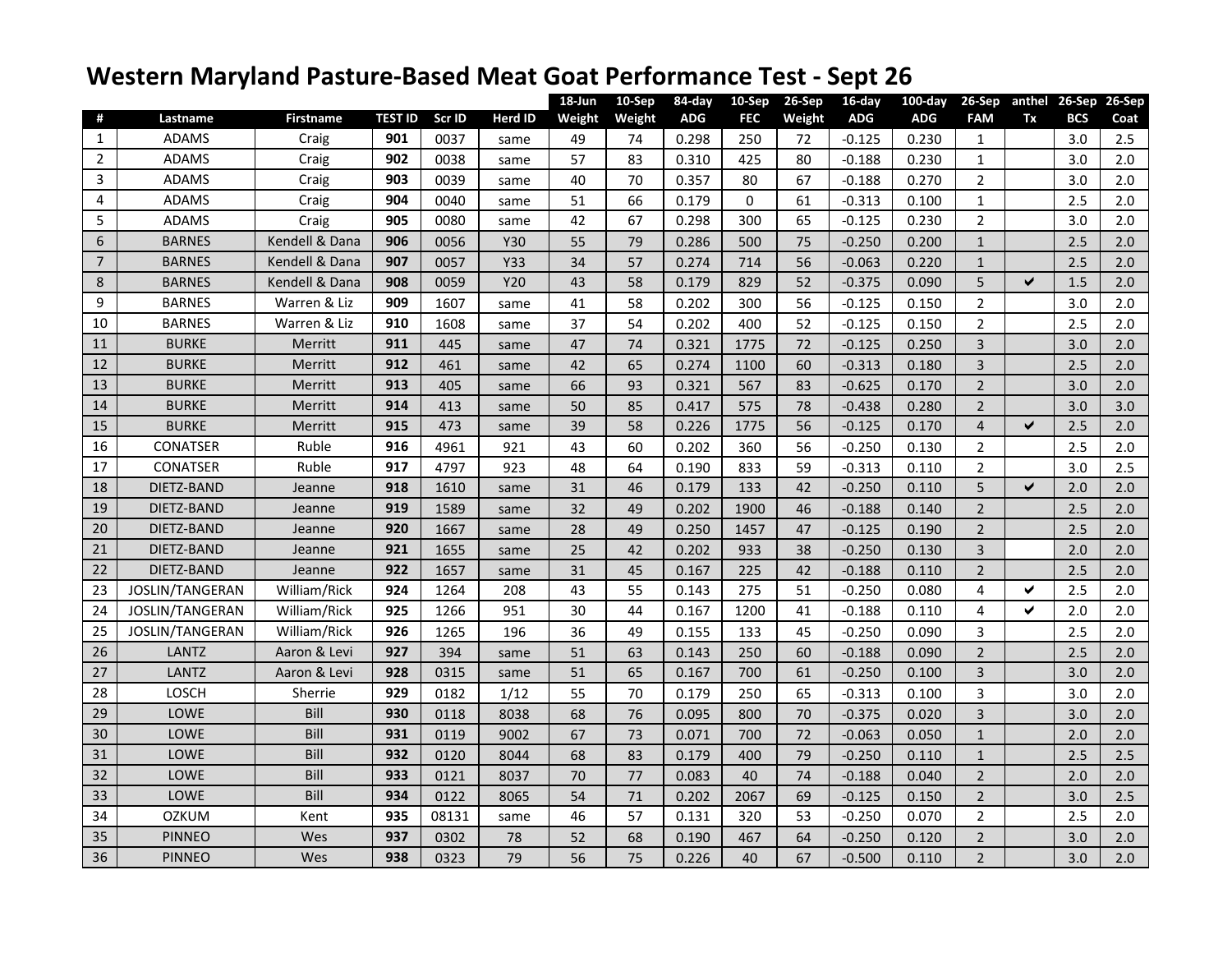# Western Maryland Pasture-Based Meat Goat Performance Test - Sept 26

| # | Lastname | Firstname | TEST ID | Scr ID | Herd ID | 18-Jun Weight | 10-Sep Weight | 84-day ADG | 10-Sep FEC | 26-Sep Weight | 16-day ADG | 100-day ADG | 26-Sep FAM | anthel Tx | 26-Sep BCS | 26-Sep Coat |
|---|---|---|---|---|---|---|---|---|---|---|---|---|---|---|---|---|
| 1 | ADAMS | Craig | **901** | 0037 | same | 49 | 74 | 0.298 | 250 | 72 | -0.125 | 0.230 | 1 | | 3.0 | 2.5 |
| 2 | ADAMS | Craig | **902** | 0038 | same | 57 | 83 | 0.310 | 425 | 80 | -0.188 | 0.230 | 1 | | 3.0 | 2.0 |
| 3 | ADAMS | Craig | **903** | 0039 | same | 40 | 70 | 0.357 | 80 | 67 | -0.188 | 0.270 | 2 | | 3.0 | 2.0 |
| 4 | ADAMS | Craig | **904** | 0040 | same | 51 | 66 | 0.179 | 0 | 61 | -0.313 | 0.100 | 1 | | 2.5 | 2.0 |
| 5 | ADAMS | Craig | **905** | 0080 | same | 42 | 67 | 0.298 | 300 | 65 | -0.125 | 0.230 | 2 | | 3.0 | 2.0 |
| 6 | BARNES | Kendell & Dana | **906** | 0056 | Y30 | 55 | 79 | 0.286 | 500 | 75 | -0.250 | 0.200 | 1 | | 2.5 | 2.0 |
| 7 | BARNES | Kendell & Dana | **907** | 0057 | Y33 | 34 | 57 | 0.274 | 714 | 56 | -0.063 | 0.220 | 1 | | 2.5 | 2.0 |
| 8 | BARNES | Kendell & Dana | **908** | 0059 | Y20 | 43 | 58 | 0.179 | 829 | 52 | -0.375 | 0.090 | 5 | ✔ | 1.5 | 2.0 |
| 9 | BARNES | Warren & Liz | **909** | 1607 | same | 41 | 58 | 0.202 | 300 | 56 | -0.125 | 0.150 | 2 | | 3.0 | 2.0 |
| 10 | BARNES | Warren & Liz | **910** | 1608 | same | 37 | 54 | 0.202 | 400 | 52 | -0.125 | 0.150 | 2 | | 2.5 | 2.0 |
| 11 | BURKE | Merritt | **911** | 445 | same | 47 | 74 | 0.321 | 1775 | 72 | -0.125 | 0.250 | 3 | | 3.0 | 2.0 |
| 12 | BURKE | Merritt | **912** | 461 | same | 42 | 65 | 0.274 | 1100 | 60 | -0.313 | 0.180 | 3 | | 2.5 | 2.0 |
| 13 | BURKE | Merritt | **913** | 405 | same | 66 | 93 | 0.321 | 567 | 83 | -0.625 | 0.170 | 2 | | 3.0 | 2.0 |
| 14 | BURKE | Merritt | **914** | 413 | same | 50 | 85 | 0.417 | 575 | 78 | -0.438 | 0.280 | 2 | | 3.0 | 3.0 |
| 15 | BURKE | Merritt | **915** | 473 | same | 39 | 58 | 0.226 | 1775 | 56 | -0.125 | 0.170 | 4 | ✔ | 2.5 | 2.0 |
| 16 | CONATSER | Ruble | **916** | 4961 | 921 | 43 | 60 | 0.202 | 360 | 56 | -0.250 | 0.130 | 2 | | 2.5 | 2.0 |
| 17 | CONATSER | Ruble | **917** | 4797 | 923 | 48 | 64 | 0.190 | 833 | 59 | -0.313 | 0.110 | 2 | | 3.0 | 2.5 |
| 18 | DIETZ-BAND | Jeanne | **918** | 1610 | same | 31 | 46 | 0.179 | 133 | 42 | -0.250 | 0.110 | 5 | ✔ | 2.0 | 2.0 |
| 19 | DIETZ-BAND | Jeanne | **919** | 1589 | same | 32 | 49 | 0.202 | 1900 | 46 | -0.188 | 0.140 | 2 | | 2.5 | 2.0 |
| 20 | DIETZ-BAND | Jeanne | **920** | 1667 | same | 28 | 49 | 0.250 | 1457 | 47 | -0.125 | 0.190 | 2 | | 2.5 | 2.0 |
| 21 | DIETZ-BAND | Jeanne | **921** | 1655 | same | 25 | 42 | 0.202 | 933 | 38 | -0.250 | 0.130 | 3 | | 2.0 | 2.0 |
| 22 | DIETZ-BAND | Jeanne | **922** | 1657 | same | 31 | 45 | 0.167 | 225 | 42 | -0.188 | 0.110 | 2 | | 2.5 | 2.0 |
| 23 | JOSLIN/TANGERAN | William/Rick | **924** | 1264 | 208 | 43 | 55 | 0.143 | 275 | 51 | -0.250 | 0.080 | 4 | ✔ | 2.5 | 2.0 |
| 24 | JOSLIN/TANGERAN | William/Rick | **925** | 1266 | 951 | 30 | 44 | 0.167 | 1200 | 41 | -0.188 | 0.110 | 4 | ✔ | 2.0 | 2.0 |
| 25 | JOSLIN/TANGERAN | William/Rick | **926** | 1265 | 196 | 36 | 49 | 0.155 | 133 | 45 | -0.250 | 0.090 | 3 | | 2.5 | 2.0 |
| 26 | LANTZ | Aaron & Levi | **927** | 394 | same | 51 | 63 | 0.143 | 250 | 60 | -0.188 | 0.090 | 2 | | 2.5 | 2.0 |
| 27 | LANTZ | Aaron & Levi | **928** | 0315 | same | 51 | 65 | 0.167 | 700 | 61 | -0.250 | 0.100 | 3 | | 3.0 | 2.0 |
| 28 | LOSCH | Sherrie | **929** | 0182 | 1/12 | 55 | 70 | 0.179 | 250 | 65 | -0.313 | 0.100 | 3 | | 3.0 | 2.0 |
| 29 | LOWE | Bill | **930** | 0118 | 8038 | 68 | 76 | 0.095 | 800 | 70 | -0.375 | 0.020 | 3 | | 3.0 | 2.0 |
| 30 | LOWE | Bill | **931** | 0119 | 9002 | 67 | 73 | 0.071 | 700 | 72 | -0.063 | 0.050 | 1 | | 2.0 | 2.0 |
| 31 | LOWE | Bill | **932** | 0120 | 8044 | 68 | 83 | 0.179 | 400 | 79 | -0.250 | 0.110 | 1 | | 2.5 | 2.5 |
| 32 | LOWE | Bill | **933** | 0121 | 8037 | 70 | 77 | 0.083 | 40 | 74 | -0.188 | 0.040 | 2 | | 2.0 | 2.0 |
| 33 | LOWE | Bill | **934** | 0122 | 8065 | 54 | 71 | 0.202 | 2067 | 69 | -0.125 | 0.150 | 2 | | 3.0 | 2.5 |
| 34 | OZKUM | Kent | **935** | 08131 | same | 46 | 57 | 0.131 | 320 | 53 | -0.250 | 0.070 | 2 | | 2.5 | 2.0 |
| 35 | PINNEO | Wes | **937** | 0302 | 78 | 52 | 68 | 0.190 | 467 | 64 | -0.250 | 0.120 | 2 | | 3.0 | 2.0 |
| 36 | PINNEO | Wes | **938** | 0323 | 79 | 56 | 75 | 0.226 | 40 | 67 | -0.500 | 0.110 | 2 | | 3.0 | 2.0 |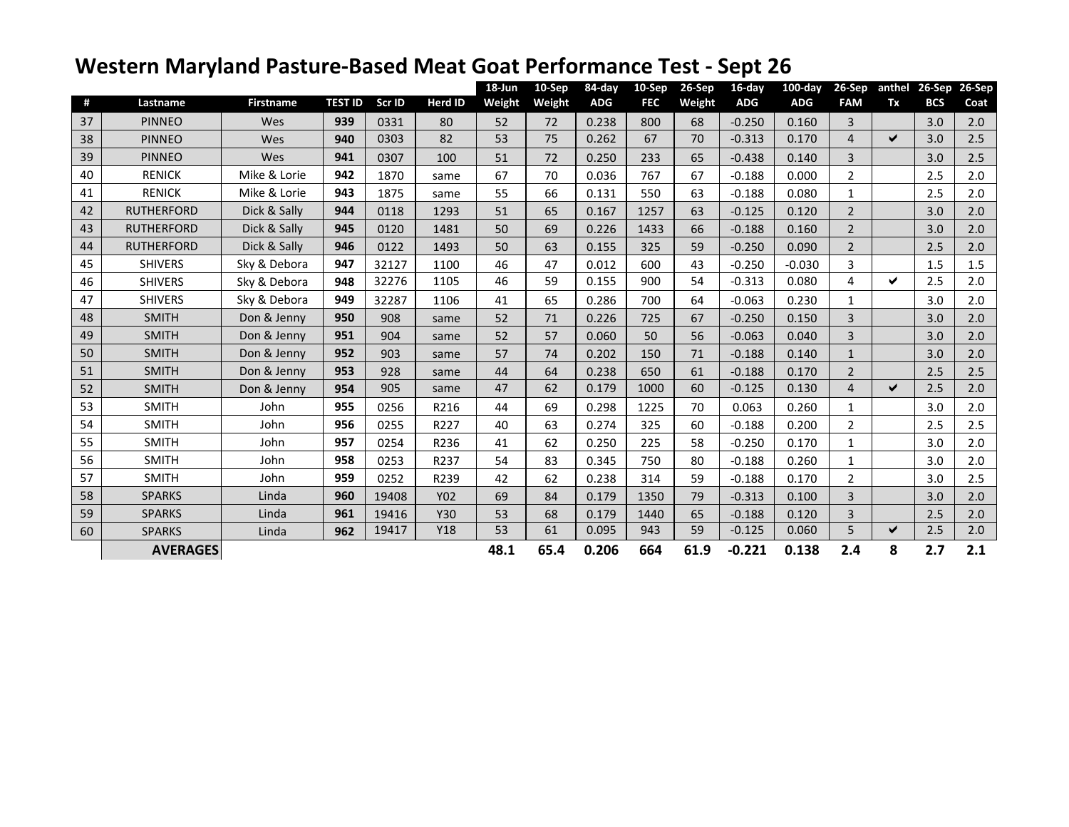# Western Maryland Pasture-Based Meat Goat Performance Test - Sept 26

| # | Lastname | Firstname | TEST ID | Scr ID | Herd ID | 18-Jun Weight | 10-Sep Weight | 84-day ADG | 10-Sep FEC | 26-Sep Weight | 16-day ADG | 100-day ADG | 26-Sep FAM | anthel Tx | 26-Sep BCS | 26-Sep Coat |
|---|---|---|---|---|---|---|---|---|---|---|---|---|---|---|---|---|
| 37 | PINNEO | Wes | **939** | 0331 | 80 | 52 | 72 | 0.238 | 800 | 68 | -0.250 | 0.160 | 3 | | 3.0 | 2.0 |
| 38 | PINNEO | Wes | **940** | 0303 | 82 | 53 | 75 | 0.262 | 67 | 70 | -0.313 | 0.170 | 4 | ✔ | 3.0 | 2.5 |
| 39 | PINNEO | Wes | **941** | 0307 | 100 | 51 | 72 | 0.250 | 233 | 65 | -0.438 | 0.140 | 3 | | 3.0 | 2.5 |
| 40 | RENICK | Mike & Lorie | **942** | 1870 | same | 67 | 70 | 0.036 | 767 | 67 | -0.188 | 0.000 | 2 | | 2.5 | 2.0 |
| 41 | RENICK | Mike & Lorie | **943** | 1875 | same | 55 | 66 | 0.131 | 550 | 63 | -0.188 | 0.080 | 1 | | 2.5 | 2.0 |
| 42 | RUTHERFORD | Dick & Sally | **944** | 0118 | 1293 | 51 | 65 | 0.167 | 1257 | 63 | -0.125 | 0.120 | 2 | | 3.0 | 2.0 |
| 43 | RUTHERFORD | Dick & Sally | **945** | 0120 | 1481 | 50 | 69 | 0.226 | 1433 | 66 | -0.188 | 0.160 | 2 | | 3.0 | 2.0 |
| 44 | RUTHERFORD | Dick & Sally | **946** | 0122 | 1493 | 50 | 63 | 0.155 | 325 | 59 | -0.250 | 0.090 | 2 | | 2.5 | 2.0 |
| 45 | SHIVERS | Sky & Debora | **947** | 32127 | 1100 | 46 | 47 | 0.012 | 600 | 43 | -0.250 | -0.030 | 3 | | 1.5 | 1.5 |
| 46 | SHIVERS | Sky & Debora | **948** | 32276 | 1105 | 46 | 59 | 0.155 | 900 | 54 | -0.313 | 0.080 | 4 | ✔ | 2.5 | 2.0 |
| 47 | SHIVERS | Sky & Debora | **949** | 32287 | 1106 | 41 | 65 | 0.286 | 700 | 64 | -0.063 | 0.230 | 1 | | 3.0 | 2.0 |
| 48 | SMITH | Don & Jenny | **950** | 908 | same | 52 | 71 | 0.226 | 725 | 67 | -0.250 | 0.150 | 3 | | 3.0 | 2.0 |
| 49 | SMITH | Don & Jenny | **951** | 904 | same | 52 | 57 | 0.060 | 50 | 56 | -0.063 | 0.040 | 3 | | 3.0 | 2.0 |
| 50 | SMITH | Don & Jenny | **952** | 903 | same | 57 | 74 | 0.202 | 150 | 71 | -0.188 | 0.140 | 1 | | 3.0 | 2.0 |
| 51 | SMITH | Don & Jenny | **953** | 928 | same | 44 | 64 | 0.238 | 650 | 61 | -0.188 | 0.170 | 2 | | 2.5 | 2.5 |
| 52 | SMITH | Don & Jenny | **954** | 905 | same | 47 | 62 | 0.179 | 1000 | 60 | -0.125 | 0.130 | 4 | ✔ | 2.5 | 2.0 |
| 53 | SMITH | John | **955** | 0256 | R216 | 44 | 69 | 0.298 | 1225 | 70 | 0.063 | 0.260 | 1 | | 3.0 | 2.0 |
| 54 | SMITH | John | **956** | 0255 | R227 | 40 | 63 | 0.274 | 325 | 60 | -0.188 | 0.200 | 2 | | 2.5 | 2.5 |
| 55 | SMITH | John | **957** | 0254 | R236 | 41 | 62 | 0.250 | 225 | 58 | -0.250 | 0.170 | 1 | | 3.0 | 2.0 |
| 56 | SMITH | John | **958** | 0253 | R237 | 54 | 83 | 0.345 | 750 | 80 | -0.188 | 0.260 | 1 | | 3.0 | 2.0 |
| 57 | SMITH | John | **959** | 0252 | R239 | 42 | 62 | 0.238 | 314 | 59 | -0.188 | 0.170 | 2 | | 3.0 | 2.5 |
| 58 | SPARKS | Linda | **960** | 19408 | Y02 | 69 | 84 | 0.179 | 1350 | 79 | -0.313 | 0.100 | 3 | | 3.0 | 2.0 |
| 59 | SPARKS | Linda | **961** | 19416 | Y30 | 53 | 68 | 0.179 | 1440 | 65 | -0.188 | 0.120 | 3 | | 2.5 | 2.0 |
| 60 | SPARKS | Linda | **962** | 19417 | Y18 | 53 | 61 | 0.095 | 943 | 59 | -0.125 | 0.060 | 5 | ✔ | 2.5 | 2.0 |
| | **AVERAGES** | | | | | **48.1** | **65.4** | **0.206** | **664** | **61.9** | **-0.221** | **0.138** | **2.4** | **8** | **2.7** | **2.1** |